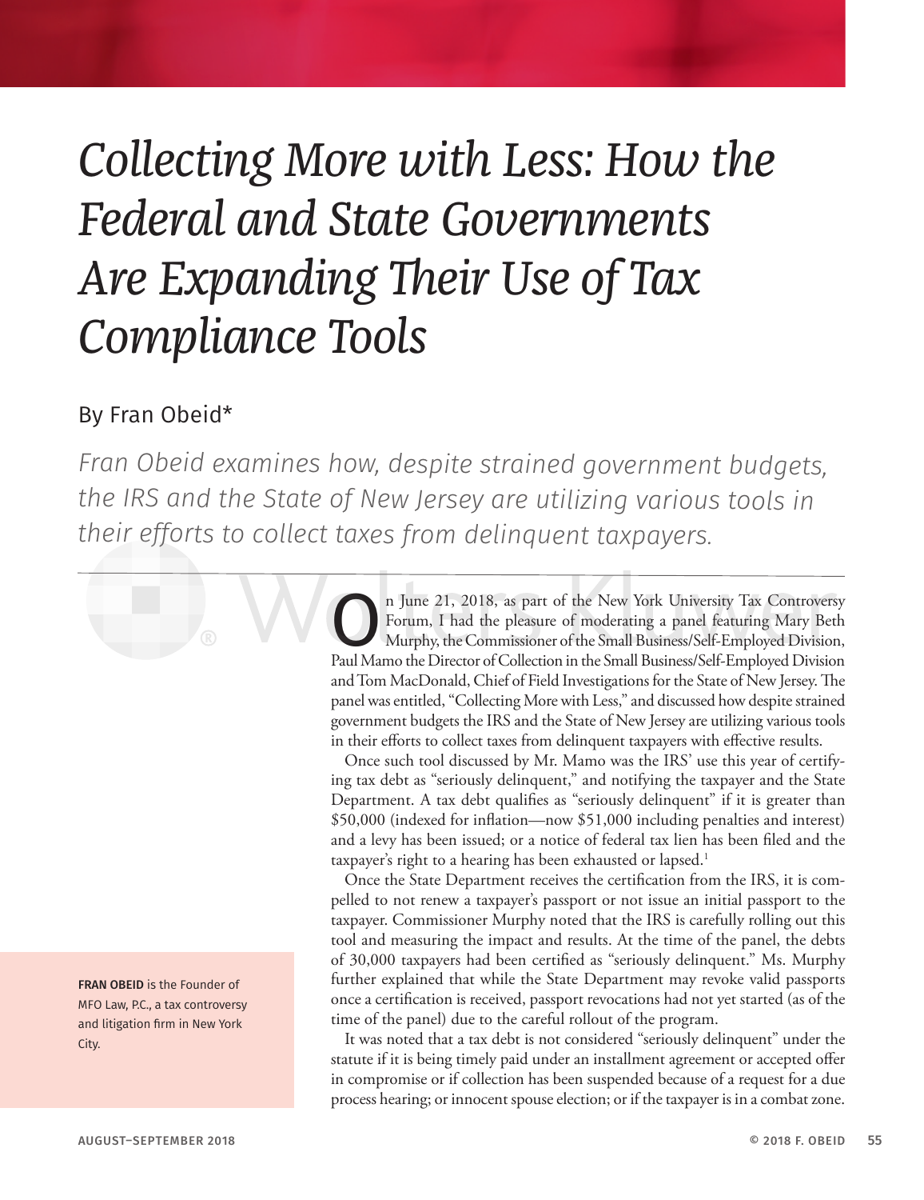# Collecting More with Less: How the Federal and State Governments Are Expanding Their Use of Tax Compliance Tools

By Fran Obeid*

*Fran Obeid examines how, despite strained government budgets, the IRS and the State of New Jersey are utilizing various tools in their efforts to collect taxes from delinquent taxpayers.*

**FRAN OBEID** is the Founder of MFO Law, P.C., a tax controversy and litigation firm in New York City.

On June 21, 2018, as part of the New York University Tax Controversy Forum, I had the pleasure of moderating a panel featuring Mary Beth Murphy, the Commissioner of the Small Business/Self-Employed Division, Paul Mamo the Director of Collection in the Small Business/Self-Employed Division and Tom MacDonald, Chief of Field Investigations for the State of New Jersey. The panel was entitled, "Collecting More with Less," and discussed how despite strained government budgets the IRS and the State of New Jersey are utilizing various tools in their efforts to collect taxes from delinquent taxpayers with effective results.

Once such tool discussed by Mr. Mamo was the IRS' use this year of certifying tax debt as "seriously delinquent," and notifying the taxpayer and the State Department. A tax debt qualifies as "seriously delinquent" if it is greater than $50,000 (indexed for inflation—now $51,000 including penalties and interest) and a levy has been issued; or a notice of federal tax lien has been filed and the taxpayer's right to a hearing has been exhausted or lapsed.[1]

Once the State Department receives the certification from the IRS, it is compelled to not renew a taxpayer's passport or not issue an initial passport to the taxpayer. Commissioner Murphy noted that the IRS is carefully rolling out this tool and measuring the impact and results. At the time of the panel, the debts of 30,000 taxpayers had been certified as "seriously delinquent." Ms. Murphy further explained that while the State Department may revoke valid passports once a certification is received, passport revocations had not yet started (as of the time of the panel) due to the careful rollout of the program.

It was noted that a tax debt is not considered "seriously delinquent" under the statute if it is being timely paid under an installment agreement or accepted offer in compromise or if collection has been suspended because of a request for a due process hearing; or innocent spouse election; or if the taxpayer is in a combat zone.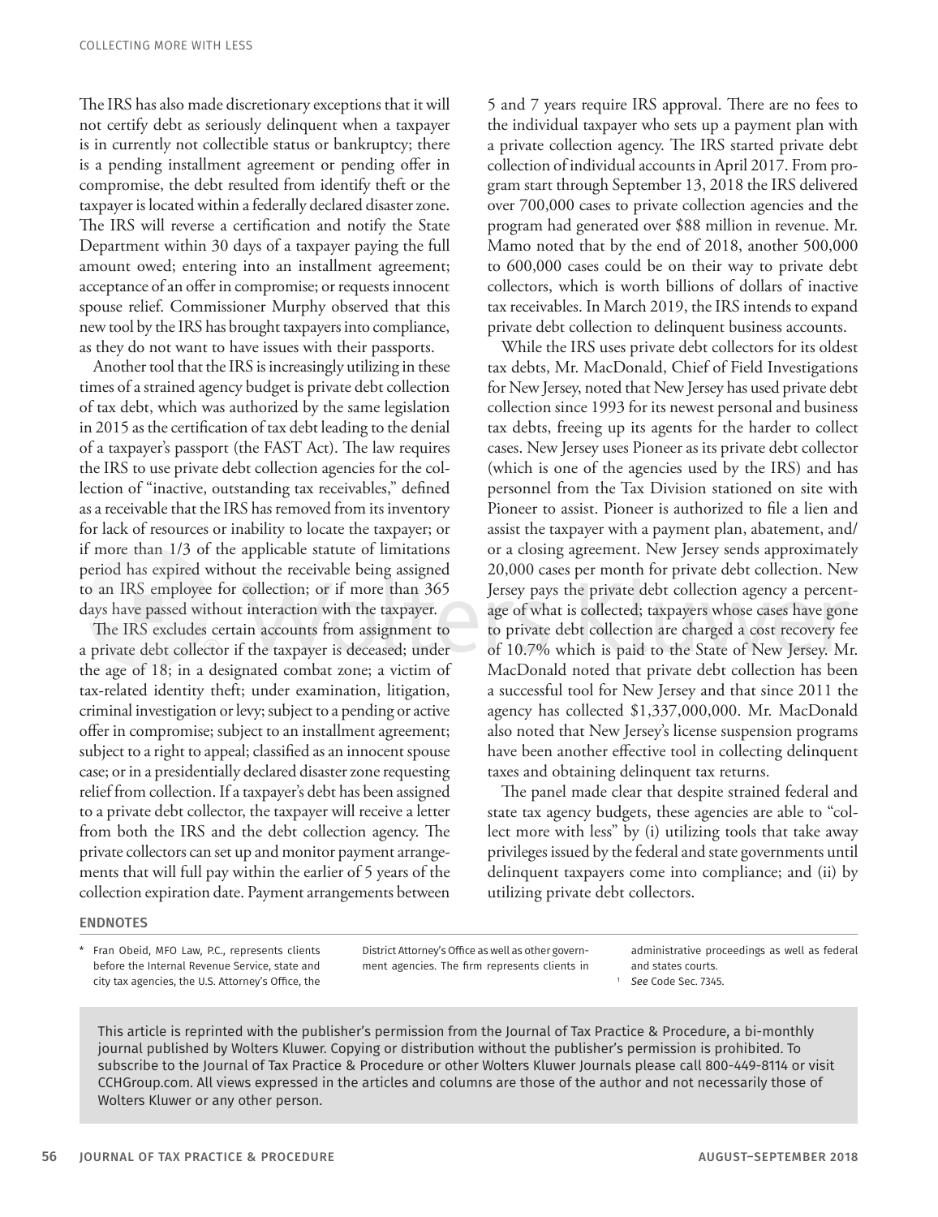The IRS has also made discretionary exceptions that it will not certify debt as seriously delinquent when a taxpayer is in currently not collectible status or bankruptcy; there is a pending installment agreement or pending offer in compromise, the debt resulted from identify theft or the taxpayer is located within a federally declared disaster zone. The IRS will reverse a certification and notify the State Department within 30 days of a taxpayer paying the full amount owed; entering into an installment agreement; acceptance of an offer in compromise; or requests innocent spouse relief. Commissioner Murphy observed that this new tool by the IRS has brought taxpayers into compliance, as they do not want to have issues with their passports.

Another tool that the IRS is increasingly utilizing in these times of a strained agency budget is private debt collection of tax debt, which was authorized by the same legislation in 2015 as the certification of tax debt leading to the denial of a taxpayer's passport (the FAST Act). The law requires the IRS to use private debt collection agencies for the collection of "inactive, outstanding tax receivables," defined as a receivable that the IRS has removed from its inventory for lack of resources or inability to locate the taxpayer; or if more than 1/3 of the applicable statute of limitations period has expired without the receivable being assigned to an IRS employee for collection; or if more than 365 days have passed without interaction with the taxpayer.

The IRS excludes certain accounts from assignment to a private debt collector if the taxpayer is deceased; under the age of 18; in a designated combat zone; a victim of tax-related identity theft; under examination, litigation, criminal investigation or levy; subject to a pending or active offer in compromise; subject to an installment agreement; subject to a right to appeal; classified as an innocent spouse case; or in a presidentially declared disaster zone requesting relief from collection. If a taxpayer's debt has been assigned to a private debt collector, the taxpayer will receive a letter from both the IRS and the debt collection agency. The private collectors can set up and monitor payment arrangements that will full pay within the earlier of 5 years of the collection expiration date. Payment arrangements between 5 and 7 years require IRS approval. There are no fees to the individual taxpayer who sets up a payment plan with a private collection agency. The IRS started private debt collection of individual accounts in April 2017. From program start through September 13, 2018 the IRS delivered over 700,000 cases to private collection agencies and the program had generated over $88 million in revenue. Mr. Mamo noted that by the end of 2018, another 500,000 to 600,000 cases could be on their way to private debt collectors, which is worth billions of dollars of inactive tax receivables. In March 2019, the IRS intends to expand private debt collection to delinquent business accounts.

While the IRS uses private debt collectors for its oldest tax debts, Mr. MacDonald, Chief of Field Investigations for New Jersey, noted that New Jersey has used private debt collection since 1993 for its newest personal and business tax debts, freeing up its agents for the harder to collect cases. New Jersey uses Pioneer as its private debt collector (which is one of the agencies used by the IRS) and has personnel from the Tax Division stationed on site with Pioneer to assist. Pioneer is authorized to file a lien and assist the taxpayer with a payment plan, abatement, and/or a closing agreement. New Jersey sends approximately 20,000 cases per month for private debt collection. New Jersey pays the private debt collection agency a percentage of what is collected; taxpayers whose cases have gone to private debt collection are charged a cost recovery fee of 10.7% which is paid to the State of New Jersey. Mr. MacDonald noted that private debt collection has been a successful tool for New Jersey and that since 2011 the agency has collected $1,337,000,000. Mr. MacDonald also noted that New Jersey's license suspension programs have been another effective tool in collecting delinquent taxes and obtaining delinquent tax returns.

The panel made clear that despite strained federal and state tax agency budgets, these agencies are able to "collect more with less" by (i) utilizing tools that take away privileges issued by the federal and state governments until delinquent taxpayers come into compliance; and (ii) by utilizing private debt collectors.

## ENDNOTES

* Fran Obeid, MFO Law, P.C., represents clients before the Internal Revenue Service, state and city tax agencies, the U.S. Attorney's Office, the District Attorney's Office as well as other government agencies. The firm represents clients in administrative proceedings as well as federal and states courts.

[1] *See* Code Sec. 7345.

This article is reprinted with the publisher's permission from the Journal of Tax Practice & Procedure, a bi-monthly journal published by Wolters Kluwer. Copying or distribution without the publisher's permission is prohibited. To subscribe to the Journal of Tax Practice & Procedure or other Wolters Kluwer Journals please call 800-449-8114 or visit CCHGroup.com. All views expressed in the articles and columns are those of the author and not necessarily those of Wolters Kluwer or any other person.